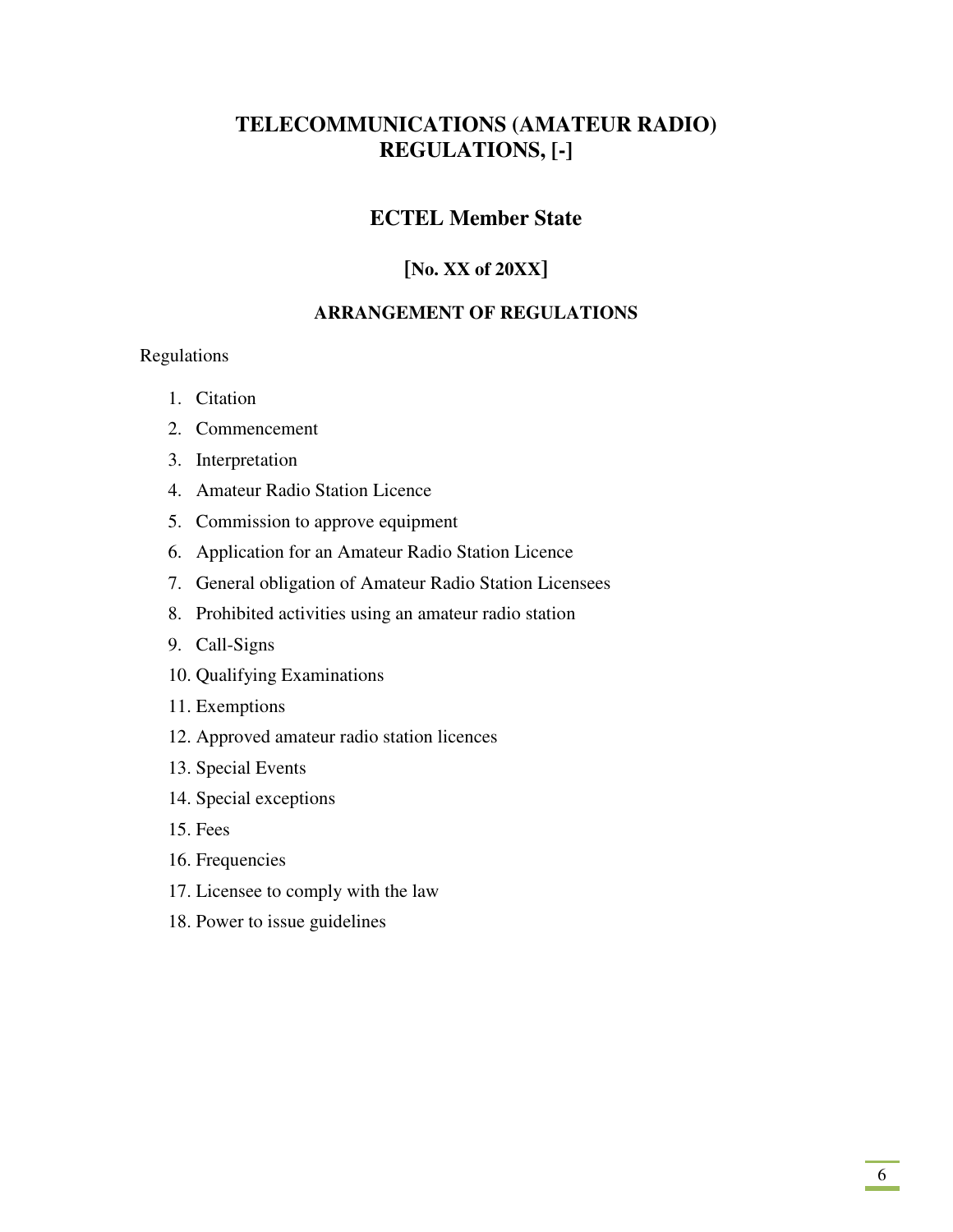# TELECOMMUNICATIONS (AMATEUR RADIO) REGULATIONS, [-]

## ECTEL Member State

### [No. XX of 20XX]

#### ARRANGEMENT OF REGULATIONS

Regulations

1. Citation
2. Commencement
3. Interpretation
4. Amateur Radio Station Licence
5. Commission to approve equipment
6. Application for an Amateur Radio Station Licence
7. General obligation of Amateur Radio Station Licensees
8. Prohibited activities using an amateur radio station
9. Call-Signs
10. Qualifying Examinations
11. Exemptions
12. Approved amateur radio station licences
13. Special Events
14. Special exceptions
15. Fees
16. Frequencies
17. Licensee to comply with the law
18. Power to issue guidelines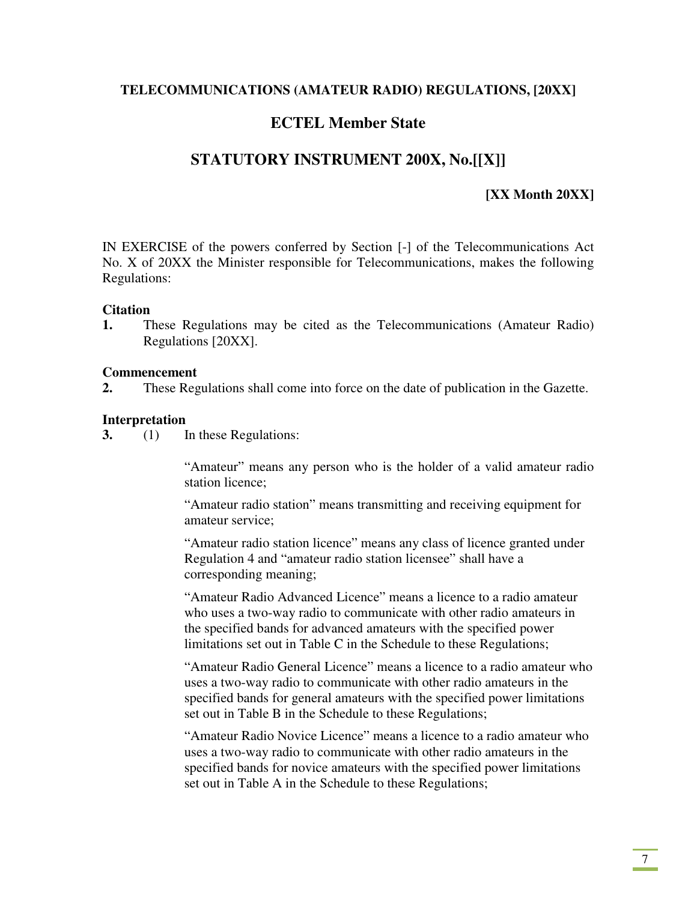**TELECOMMUNICATIONS (AMATEUR RADIO) REGULATIONS, [20XX]**

## ECTEL Member State

## STATUTORY INSTRUMENT 200X, No.[[X]]

**[XX Month 20XX]**

IN EXERCISE of the powers conferred by Section [-] of the Telecommunications Act No. X of 20XX the Minister responsible for Telecommunications, makes the following Regulations:

**Citation**

**1.** These Regulations may be cited as the Telecommunications (Amateur Radio) Regulations [20XX].

**Commencement**

**2.** These Regulations shall come into force on the date of publication in the Gazette.

**Interpretation**

**3.** (1) In these Regulations:

"Amateur" means any person who is the holder of a valid amateur radio station licence;

"Amateur radio station" means transmitting and receiving equipment for amateur service;

"Amateur radio station licence" means any class of licence granted under Regulation 4 and "amateur radio station licensee" shall have a corresponding meaning;

"Amateur Radio Advanced Licence" means a licence to a radio amateur who uses a two-way radio to communicate with other radio amateurs in the specified bands for advanced amateurs with the specified power limitations set out in Table C in the Schedule to these Regulations;

"Amateur Radio General Licence" means a licence to a radio amateur who uses a two-way radio to communicate with other radio amateurs in the specified bands for general amateurs with the specified power limitations set out in Table B in the Schedule to these Regulations;

"Amateur Radio Novice Licence" means a licence to a radio amateur who uses a two-way radio to communicate with other radio amateurs in the specified bands for novice amateurs with the specified power limitations set out in Table A in the Schedule to these Regulations;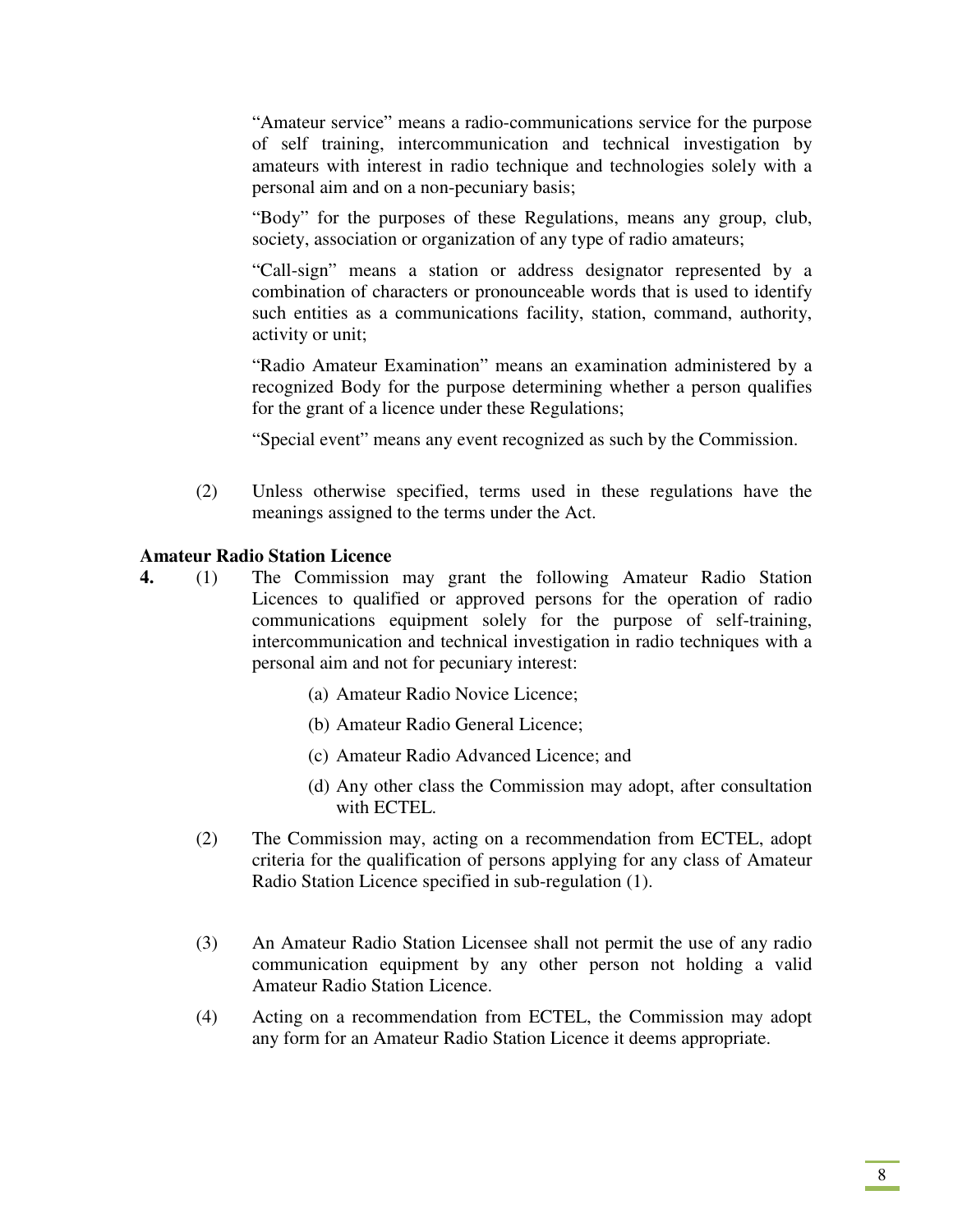"Amateur service" means a radio-communications service for the purpose of self training, intercommunication and technical investigation by amateurs with interest in radio technique and technologies solely with a personal aim and on a non-pecuniary basis;

"Body" for the purposes of these Regulations, means any group, club, society, association or organization of any type of radio amateurs;

"Call-sign" means a station or address designator represented by a combination of characters or pronounceable words that is used to identify such entities as a communications facility, station, command, authority, activity or unit;

"Radio Amateur Examination" means an examination administered by a recognized Body for the purpose determining whether a person qualifies for the grant of a licence under these Regulations;

"Special event" means any event recognized as such by the Commission.

(2) Unless otherwise specified, terms used in these regulations have the meanings assigned to the terms under the Act.

**Amateur Radio Station Licence**

**4.** (1) The Commission may grant the following Amateur Radio Station Licences to qualified or approved persons for the operation of radio communications equipment solely for the purpose of self-training, intercommunication and technical investigation in radio techniques with a personal aim and not for pecuniary interest:

(a) Amateur Radio Novice Licence;

(b) Amateur Radio General Licence;

(c) Amateur Radio Advanced Licence; and

(d) Any other class the Commission may adopt, after consultation with ECTEL.

(2) The Commission may, acting on a recommendation from ECTEL, adopt criteria for the qualification of persons applying for any class of Amateur Radio Station Licence specified in sub-regulation (1).

(3) An Amateur Radio Station Licensee shall not permit the use of any radio communication equipment by any other person not holding a valid Amateur Radio Station Licence.

(4) Acting on a recommendation from ECTEL, the Commission may adopt any form for an Amateur Radio Station Licence it deems appropriate.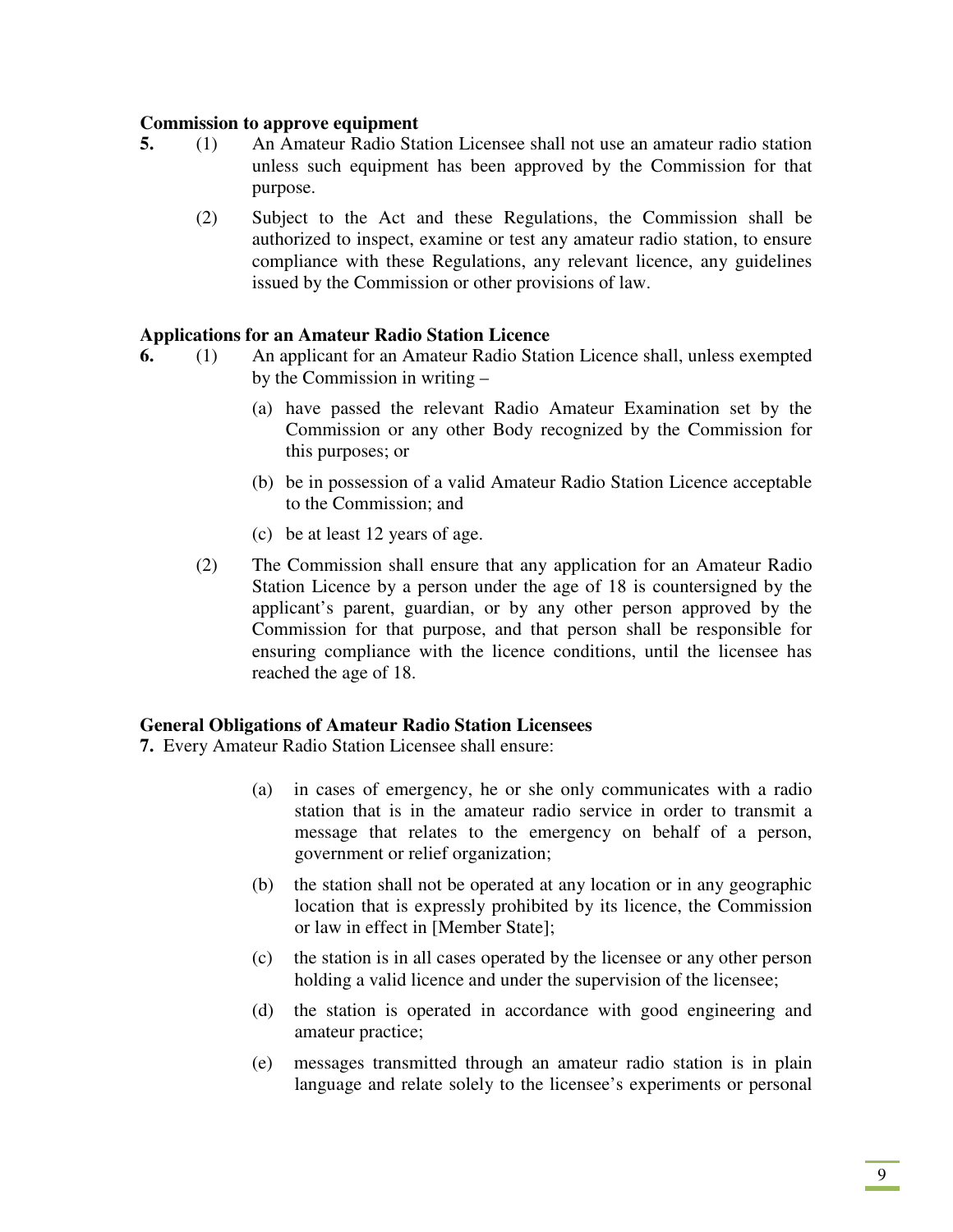**Commission to approve equipment**

**5.** (1) An Amateur Radio Station Licensee shall not use an amateur radio station unless such equipment has been approved by the Commission for that purpose.

(2) Subject to the Act and these Regulations, the Commission shall be authorized to inspect, examine or test any amateur radio station, to ensure compliance with these Regulations, any relevant licence, any guidelines issued by the Commission or other provisions of law.

**Applications for an Amateur Radio Station Licence**

**6.** (1) An applicant for an Amateur Radio Station Licence shall, unless exempted by the Commission in writing –

(a) have passed the relevant Radio Amateur Examination set by the Commission or any other Body recognized by the Commission for this purposes; or

(b) be in possession of a valid Amateur Radio Station Licence acceptable to the Commission; and

(c) be at least 12 years of age.

(2) The Commission shall ensure that any application for an Amateur Radio Station Licence by a person under the age of 18 is countersigned by the applicant's parent, guardian, or by any other person approved by the Commission for that purpose, and that person shall be responsible for ensuring compliance with the licence conditions, until the licensee has reached the age of 18.

**General Obligations of Amateur Radio Station Licensees**

**7.** Every Amateur Radio Station Licensee shall ensure:

(a) in cases of emergency, he or she only communicates with a radio station that is in the amateur radio service in order to transmit a message that relates to the emergency on behalf of a person, government or relief organization;

(b) the station shall not be operated at any location or in any geographic location that is expressly prohibited by its licence, the Commission or law in effect in [Member State];

(c) the station is in all cases operated by the licensee or any other person holding a valid licence and under the supervision of the licensee;

(d) the station is operated in accordance with good engineering and amateur practice;

(e) messages transmitted through an amateur radio station is in plain language and relate solely to the licensee's experiments or personal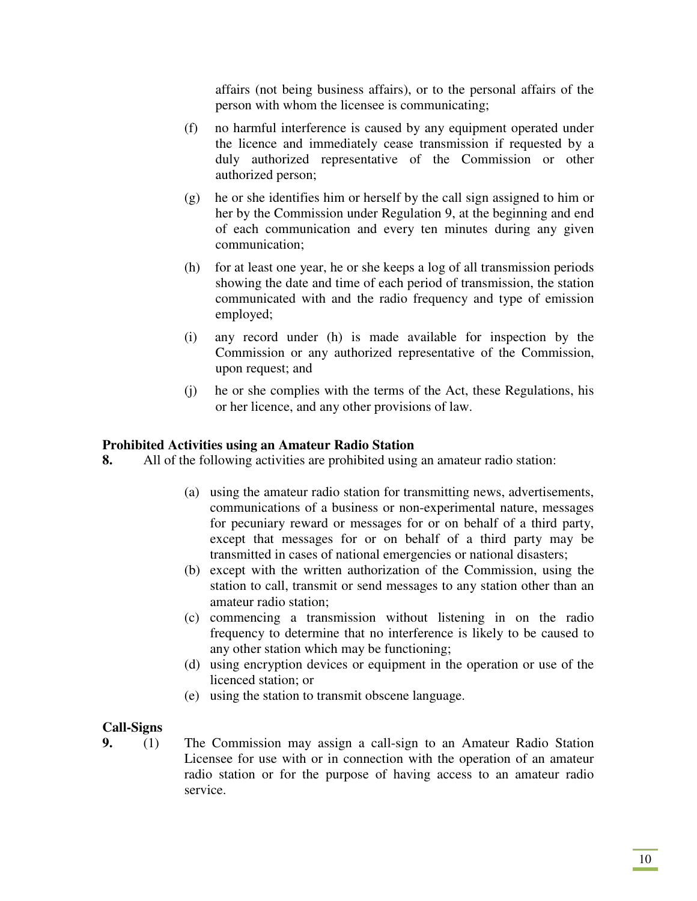affairs (not being business affairs), or to the personal affairs of the person with whom the licensee is communicating;

(f) no harmful interference is caused by any equipment operated under the licence and immediately cease transmission if requested by a duly authorized representative of the Commission or other authorized person;

(g) he or she identifies him or herself by the call sign assigned to him or her by the Commission under Regulation 9, at the beginning and end of each communication and every ten minutes during any given communication;

(h) for at least one year, he or she keeps a log of all transmission periods showing the date and time of each period of transmission, the station communicated with and the radio frequency and type of emission employed;

(i) any record under (h) is made available for inspection by the Commission or any authorized representative of the Commission, upon request; and

(j) he or she complies with the terms of the Act, these Regulations, his or her licence, and any other provisions of law.

**Prohibited Activities using an Amateur Radio Station**

**8.** All of the following activities are prohibited using an amateur radio station:

(a) using the amateur radio station for transmitting news, advertisements, communications of a business or non-experimental nature, messages for pecuniary reward or messages for or on behalf of a third party, except that messages for or on behalf of a third party may be transmitted in cases of national emergencies or national disasters;

(b) except with the written authorization of the Commission, using the station to call, transmit or send messages to any station other than an amateur radio station;

(c) commencing a transmission without listening in on the radio frequency to determine that no interference is likely to be caused to any other station which may be functioning;

(d) using encryption devices or equipment in the operation or use of the licenced station; or

(e) using the station to transmit obscene language.

**Call-Signs**

**9.** (1) The Commission may assign a call-sign to an Amateur Radio Station Licensee for use with or in connection with the operation of an amateur radio station or for the purpose of having access to an amateur radio service.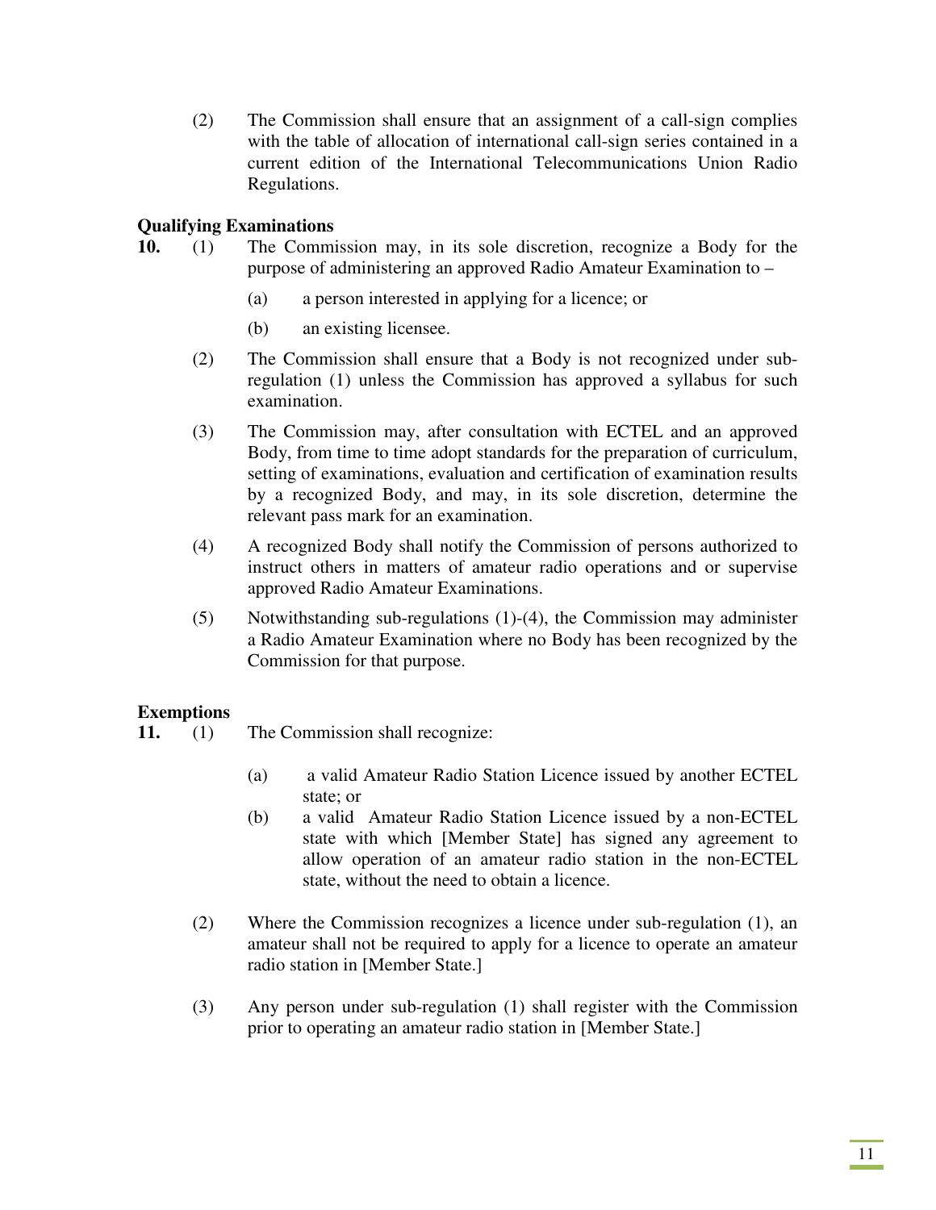(2) The Commission shall ensure that an assignment of a call-sign complies with the table of allocation of international call-sign series contained in a current edition of the International Telecommunications Union Radio Regulations.

**Qualifying Examinations**

**10.** (1) The Commission may, in its sole discretion, recognize a Body for the purpose of administering an approved Radio Amateur Examination to –

(a) a person interested in applying for a licence; or

(b) an existing licensee.

(2) The Commission shall ensure that a Body is not recognized under sub-regulation (1) unless the Commission has approved a syllabus for such examination.

(3) The Commission may, after consultation with ECTEL and an approved Body, from time to time adopt standards for the preparation of curriculum, setting of examinations, evaluation and certification of examination results by a recognized Body, and may, in its sole discretion, determine the relevant pass mark for an examination.

(4) A recognized Body shall notify the Commission of persons authorized to instruct others in matters of amateur radio operations and or supervise approved Radio Amateur Examinations.

(5) Notwithstanding sub-regulations (1)-(4), the Commission may administer a Radio Amateur Examination where no Body has been recognized by the Commission for that purpose.

**Exemptions**

**11.** (1) The Commission shall recognize:

(a) a valid Amateur Radio Station Licence issued by another ECTEL state; or

(b) a valid Amateur Radio Station Licence issued by a non-ECTEL state with which [Member State] has signed any agreement to allow operation of an amateur radio station in the non-ECTEL state, without the need to obtain a licence.

(2) Where the Commission recognizes a licence under sub-regulation (1), an amateur shall not be required to apply for a licence to operate an amateur radio station in [Member State.]

(3) Any person under sub-regulation (1) shall register with the Commission prior to operating an amateur radio station in [Member State.]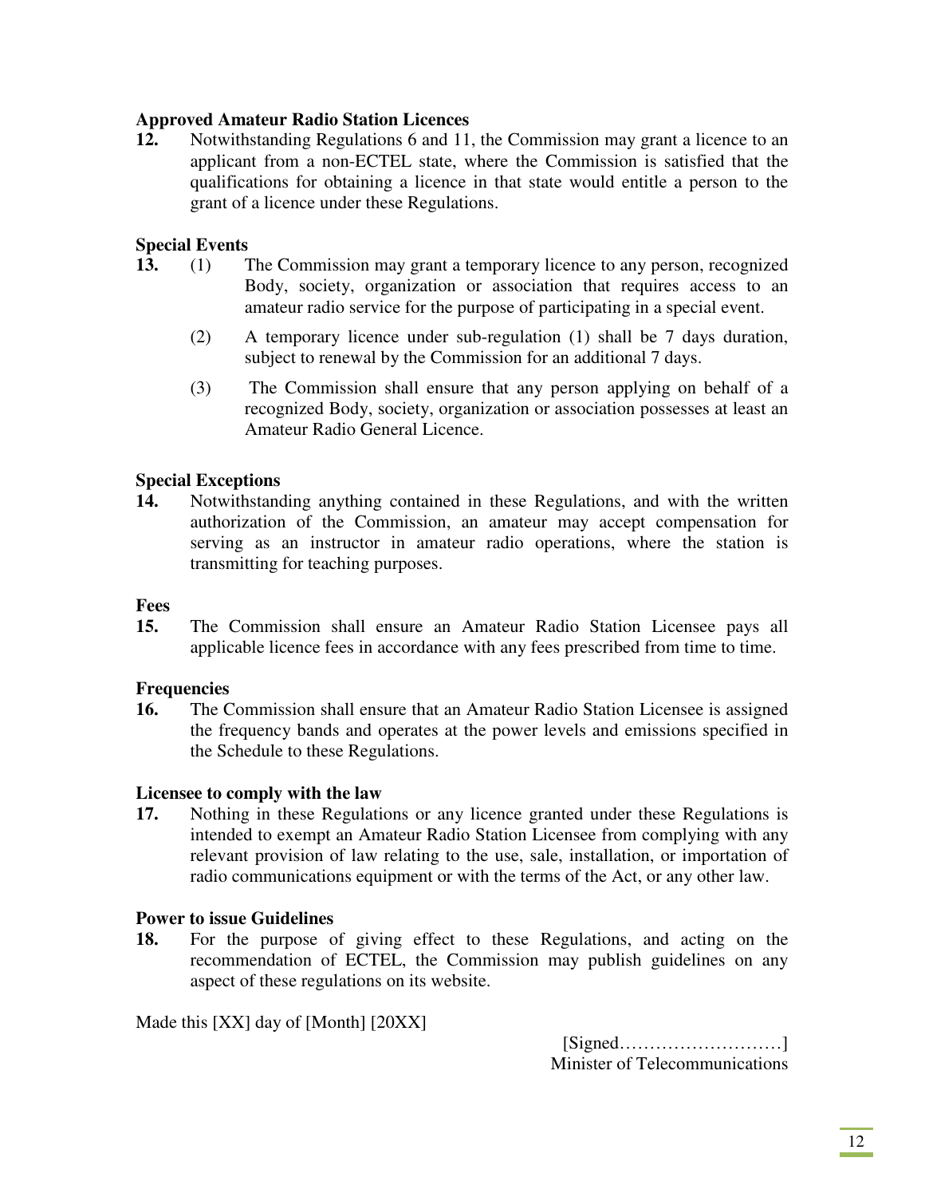**Approved Amateur Radio Station Licences**

**12.** Notwithstanding Regulations 6 and 11, the Commission may grant a licence to an applicant from a non-ECTEL state, where the Commission is satisfied that the qualifications for obtaining a licence in that state would entitle a person to the grant of a licence under these Regulations.

**Special Events**

**13.** (1) The Commission may grant a temporary licence to any person, recognized Body, society, organization or association that requires access to an amateur radio service for the purpose of participating in a special event.

(2) A temporary licence under sub-regulation (1) shall be 7 days duration, subject to renewal by the Commission for an additional 7 days.

(3) The Commission shall ensure that any person applying on behalf of a recognized Body, society, organization or association possesses at least an Amateur Radio General Licence.

**Special Exceptions**

**14.** Notwithstanding anything contained in these Regulations, and with the written authorization of the Commission, an amateur may accept compensation for serving as an instructor in amateur radio operations, where the station is transmitting for teaching purposes.

**Fees**

**15.** The Commission shall ensure an Amateur Radio Station Licensee pays all applicable licence fees in accordance with any fees prescribed from time to time.

**Frequencies**

**16.** The Commission shall ensure that an Amateur Radio Station Licensee is assigned the frequency bands and operates at the power levels and emissions specified in the Schedule to these Regulations.

**Licensee to comply with the law**

**17.** Nothing in these Regulations or any licence granted under these Regulations is intended to exempt an Amateur Radio Station Licensee from complying with any relevant provision of law relating to the use, sale, installation, or importation of radio communications equipment or with the terms of the Act, or any other law.

**Power to issue Guidelines**

**18.** For the purpose of giving effect to these Regulations, and acting on the recommendation of ECTEL, the Commission may publish guidelines on any aspect of these regulations on its website.

Made this [XX] day of [Month] [20XX]

[Signed………………………]
Minister of Telecommunications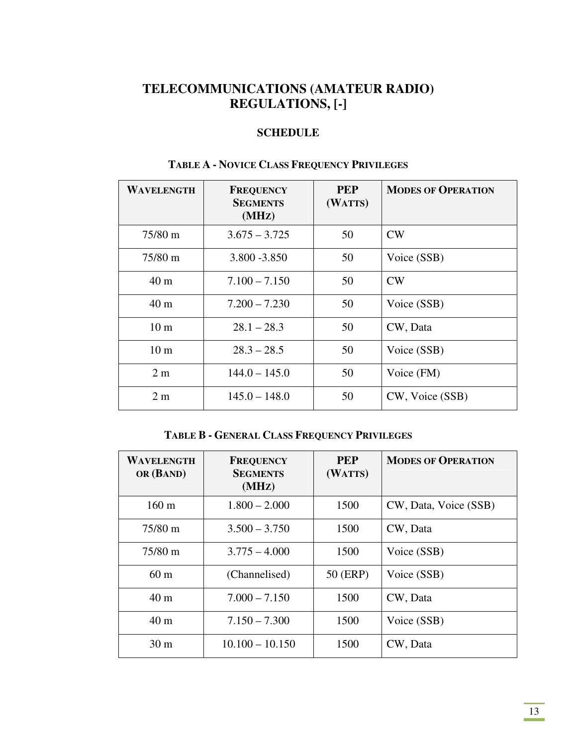# TELECOMMUNICATIONS (AMATEUR RADIO) REGULATIONS, [-]

## SCHEDULE

### TABLE A - NOVICE CLASS FREQUENCY PRIVILEGES

| WAVELENGTH | FREQUENCY SEGMENTS (MHZ) | PEP (WATTS) | MODES OF OPERATION |
|---|---|---|---|
| 75/80 m | 3.675 – 3.725 | 50 | CW |
| 75/80 m | 3.800 -3.850 | 50 | Voice (SSB) |
| 40 m | 7.100 – 7.150 | 50 | CW |
| 40 m | 7.200 – 7.230 | 50 | Voice (SSB) |
| 10 m | 28.1 – 28.3 | 50 | CW, Data |
| 10 m | 28.3 – 28.5 | 50 | Voice (SSB) |
| 2 m | 144.0 – 145.0 | 50 | Voice (FM) |
| 2 m | 145.0 – 148.0 | 50 | CW, Voice (SSB) |

### TABLE B - GENERAL CLASS FREQUENCY PRIVILEGES

| WAVELENGTH OR (BAND) | FREQUENCY SEGMENTS (MHZ) | PEP (WATTS) | MODES OF OPERATION |
|---|---|---|---|
| 160 m | 1.800 – 2.000 | 1500 | CW, Data, Voice (SSB) |
| 75/80 m | 3.500 – 3.750 | 1500 | CW, Data |
| 75/80 m | 3.775 – 4.000 | 1500 | Voice (SSB) |
| 60 m | (Channelised) | 50 (ERP) | Voice (SSB) |
| 40 m | 7.000 – 7.150 | 1500 | CW, Data |
| 40 m | 7.150 – 7.300 | 1500 | Voice (SSB) |
| 30 m | 10.100 – 10.150 | 1500 | CW, Data |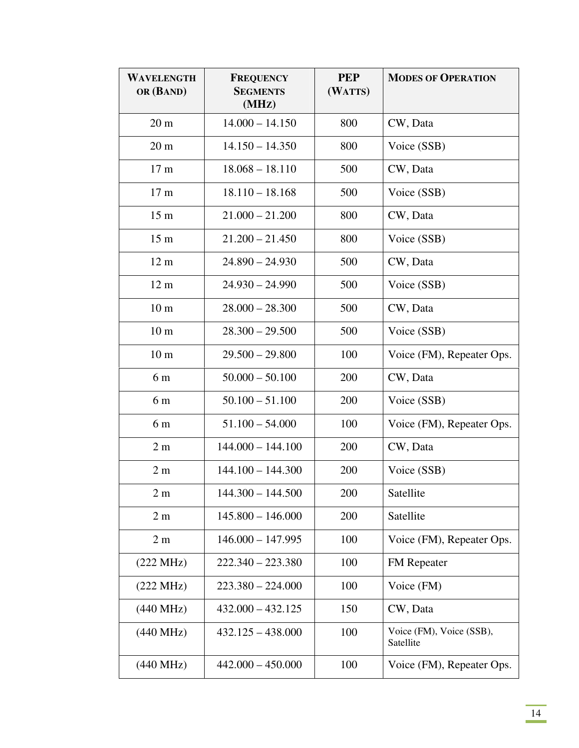| Wavelength or (Band) | Frequency Segments (MHz) | PEP (Watts) | Modes of Operation |
|---|---|---|---|
| 20 m | 14.000 – 14.150 | 800 | CW, Data |
| 20 m | 14.150 – 14.350 | 800 | Voice (SSB) |
| 17 m | 18.068 – 18.110 | 500 | CW, Data |
| 17 m | 18.110 – 18.168 | 500 | Voice (SSB) |
| 15 m | 21.000 – 21.200 | 800 | CW, Data |
| 15 m | 21.200 – 21.450 | 800 | Voice (SSB) |
| 12 m | 24.890 – 24.930 | 500 | CW, Data |
| 12 m | 24.930 – 24.990 | 500 | Voice (SSB) |
| 10 m | 28.000 – 28.300 | 500 | CW, Data |
| 10 m | 28.300 – 29.500 | 500 | Voice (SSB) |
| 10 m | 29.500 – 29.800 | 100 | Voice (FM), Repeater Ops. |
| 6 m | 50.000 – 50.100 | 200 | CW, Data |
| 6 m | 50.100 – 51.100 | 200 | Voice (SSB) |
| 6 m | 51.100 – 54.000 | 100 | Voice (FM), Repeater Ops. |
| 2 m | 144.000 – 144.100 | 200 | CW, Data |
| 2 m | 144.100 – 144.300 | 200 | Voice (SSB) |
| 2 m | 144.300 – 144.500 | 200 | Satellite |
| 2 m | 145.800 – 146.000 | 200 | Satellite |
| 2 m | 146.000 – 147.995 | 100 | Voice (FM), Repeater Ops. |
| (222 MHz) | 222.340 – 223.380 | 100 | FM Repeater |
| (222 MHz) | 223.380 – 224.000 | 100 | Voice (FM) |
| (440 MHz) | 432.000 – 432.125 | 150 | CW, Data |
| (440 MHz) | 432.125 – 438.000 | 100 | Voice (FM), Voice (SSB), Satellite |
| (440 MHz) | 442.000 – 450.000 | 100 | Voice (FM), Repeater Ops. |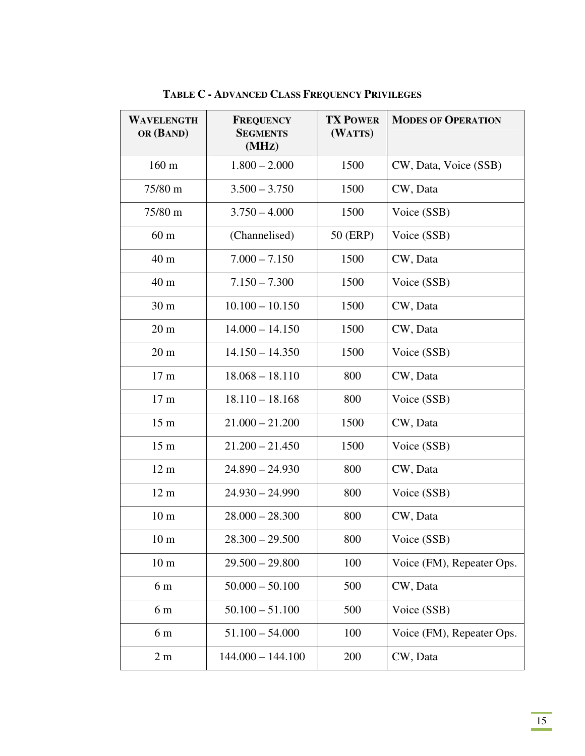**TABLE C - ADVANCED CLASS FREQUENCY PRIVILEGES**

| WAVELENGTH OR (BAND) | FREQUENCY SEGMENTS (MHZ) | TX POWER (WATTS) | MODES OF OPERATION |
|---|---|---|---|
| 160 m | 1.800 – 2.000 | 1500 | CW, Data, Voice (SSB) |
| 75/80 m | 3.500 – 3.750 | 1500 | CW, Data |
| 75/80 m | 3.750 – 4.000 | 1500 | Voice (SSB) |
| 60 m | (Channelised) | 50 (ERP) | Voice (SSB) |
| 40 m | 7.000 – 7.150 | 1500 | CW, Data |
| 40 m | 7.150 – 7.300 | 1500 | Voice (SSB) |
| 30 m | 10.100 – 10.150 | 1500 | CW, Data |
| 20 m | 14.000 – 14.150 | 1500 | CW, Data |
| 20 m | 14.150 – 14.350 | 1500 | Voice (SSB) |
| 17 m | 18.068 – 18.110 | 800 | CW, Data |
| 17 m | 18.110 – 18.168 | 800 | Voice (SSB) |
| 15 m | 21.000 – 21.200 | 1500 | CW, Data |
| 15 m | 21.200 – 21.450 | 1500 | Voice (SSB) |
| 12 m | 24.890 – 24.930 | 800 | CW, Data |
| 12 m | 24.930 – 24.990 | 800 | Voice (SSB) |
| 10 m | 28.000 – 28.300 | 800 | CW, Data |
| 10 m | 28.300 – 29.500 | 800 | Voice (SSB) |
| 10 m | 29.500 – 29.800 | 100 | Voice (FM), Repeater Ops. |
| 6 m | 50.000 – 50.100 | 500 | CW, Data |
| 6 m | 50.100 – 51.100 | 500 | Voice (SSB) |
| 6 m | 51.100 – 54.000 | 100 | Voice (FM), Repeater Ops. |
| 2 m | 144.000 – 144.100 | 200 | CW, Data |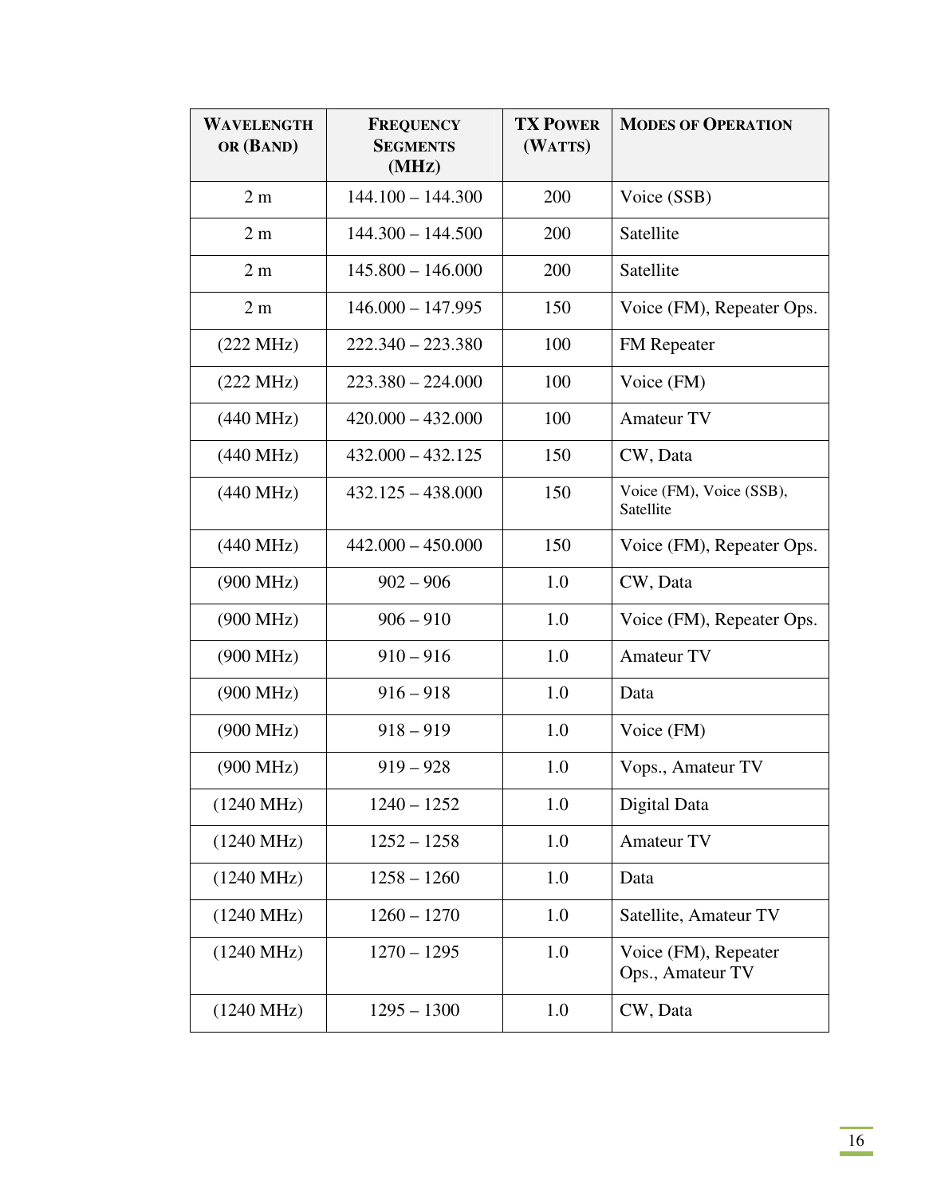| Wavelength or (Band) | Frequency Segments (MHz) | TX Power (Watts) | Modes of Operation |
|---|---|---|---|
| 2 m | 144.100 – 144.300 | 200 | Voice (SSB) |
| 2 m | 144.300 – 144.500 | 200 | Satellite |
| 2 m | 145.800 – 146.000 | 200 | Satellite |
| 2 m | 146.000 – 147.995 | 150 | Voice (FM), Repeater Ops. |
| (222 MHz) | 222.340 – 223.380 | 100 | FM Repeater |
| (222 MHz) | 223.380 – 224.000 | 100 | Voice (FM) |
| (440 MHz) | 420.000 – 432.000 | 100 | Amateur TV |
| (440 MHz) | 432.000 – 432.125 | 150 | CW, Data |
| (440 MHz) | 432.125 – 438.000 | 150 | Voice (FM), Voice (SSB), Satellite |
| (440 MHz) | 442.000 – 450.000 | 150 | Voice (FM), Repeater Ops. |
| (900 MHz) | 902 – 906 | 1.0 | CW, Data |
| (900 MHz) | 906 – 910 | 1.0 | Voice (FM), Repeater Ops. |
| (900 MHz) | 910 – 916 | 1.0 | Amateur TV |
| (900 MHz) | 916 – 918 | 1.0 | Data |
| (900 MHz) | 918 – 919 | 1.0 | Voice (FM) |
| (900 MHz) | 919 – 928 | 1.0 | Vops., Amateur TV |
| (1240 MHz) | 1240 – 1252 | 1.0 | Digital Data |
| (1240 MHz) | 1252 – 1258 | 1.0 | Amateur TV |
| (1240 MHz) | 1258 – 1260 | 1.0 | Data |
| (1240 MHz) | 1260 – 1270 | 1.0 | Satellite, Amateur TV |
| (1240 MHz) | 1270 – 1295 | 1.0 | Voice (FM), Repeater Ops., Amateur TV |
| (1240 MHz) | 1295 – 1300 | 1.0 | CW, Data |